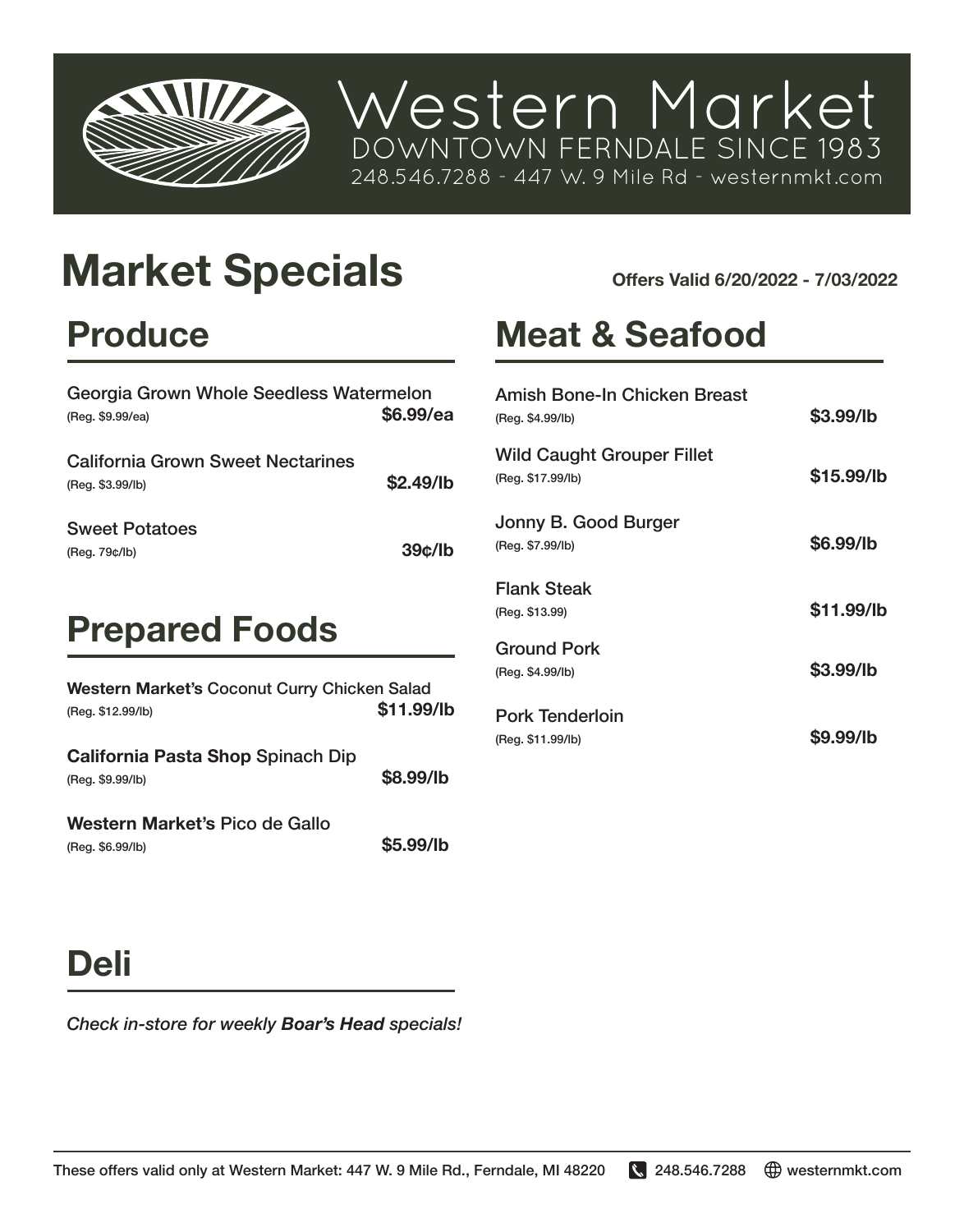# Western Market

DOWNTOWN FERNDALE SINCE 1983

248.546.7288 - 447 W. 9 Mile Rd - westernmkt.com

# Market Specials

**Offers Valid 6/20/2022 - 7/03/2022**

## Produce

Georgia Grown Whole Seedless Watermelon
(Reg. $9.99/ea) **$6.99/ea**

California Grown Sweet Nectarines
(Reg. $3.99/lb) **$2.49/lb**

Sweet Potatoes
(Reg. 79¢/lb) **39¢/lb**

## Prepared Foods

**Western Market's** Coconut Curry Chicken Salad
(Reg. $12.99/lb) **$11.99/lb**

**California Pasta Shop** Spinach Dip
(Reg. $9.99/lb) **$8.99/lb**

**Western Market's** Pico de Gallo
(Reg. $6.99/lb) **$5.99/lb**

## Meat & Seafood

Amish Bone-In Chicken Breast
(Reg. $4.99/lb) **$3.99/lb**

Wild Caught Grouper Fillet
(Reg. $17.99/lb) **$15.99/lb**

Jonny B. Good Burger
(Reg. $7.99/lb) **$6.99/lb**

Flank Steak
(Reg. $13.99) **$11.99/lb**

Ground Pork
(Reg. $4.99/lb) **$3.99/lb**

Pork Tenderloin
(Reg. $11.99/lb) **$9.99/lb**

## Deli

*Check in-store for weekly **Boar's Head** specials!*

These offers valid only at Western Market: 447 W. 9 Mile Rd., Ferndale, MI 48220 248.546.7288 westernmkt.com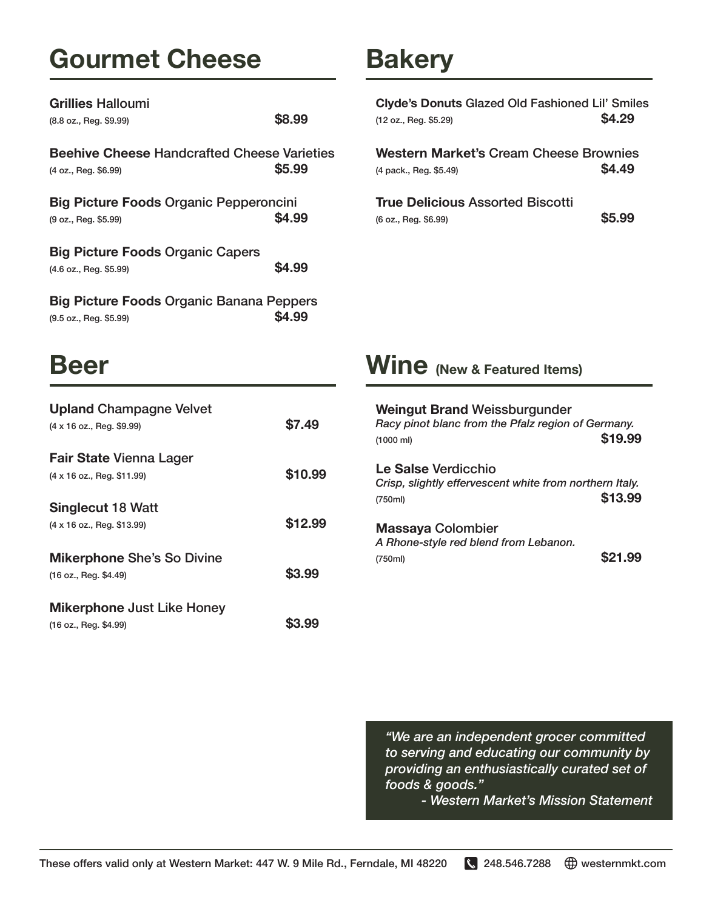## Gourmet Cheese

**Grillies** Halloumi
(8.8 oz., Reg. $9.99) **$8.99**

**Beehive Cheese** Handcrafted Cheese Varieties
(4 oz., Reg. $6.99) **$5.99**

**Big Picture Foods** Organic Pepperoncini
(9 oz., Reg. $5.99) **$4.99**

**Big Picture Foods** Organic Capers
(4.6 oz., Reg. $5.99) **$4.99**

**Big Picture Foods** Organic Banana Peppers
(9.5 oz., Reg. $5.99) **$4.99**

## Bakery

**Clyde's Donuts** Glazed Old Fashioned Lil' Smiles
(12 oz., Reg. $5.29) **$4.29**

**Western Market's** Cream Cheese Brownies
(4 pack., Reg. $5.49) **$4.49**

**True Delicious** Assorted Biscotti
(6 oz., Reg. $6.99) **$5.99**

## Beer

**Upland** Champagne Velvet
(4 x 16 oz., Reg. $9.99) **$7.49**

**Fair State** Vienna Lager
(4 x 16 oz., Reg. $11.99) **$10.99**

**Singlecut** 18 Watt
(4 x 16 oz., Reg. $13.99) **$12.99**

**Mikerphone** She's So Divine
(16 oz., Reg. $4.49) **$3.99**

**Mikerphone** Just Like Honey
(16 oz., Reg. $4.99) **$3.99**

## Wine (New & Featured Items)

**Weingut Brand** Weissburgunder
*Racy pinot blanc from the Pfalz region of Germany.*
(1000 ml) **$19.99**

**Le Salse** Verdicchio
*Crisp, slightly effervescent white from northern Italy.*
(750ml) **$13.99**

**Massaya** Colombier
*A Rhone-style red blend from Lebanon.*
(750ml) **$21.99**

*"We are an independent grocer committed to serving and educating our community by providing an enthusiastically curated set of foods & goods."*
*- Western Market's Mission Statement*

These offers valid only at Western Market: 447 W. 9 Mile Rd., Ferndale, MI 48220 248.546.7288 westernmkt.com